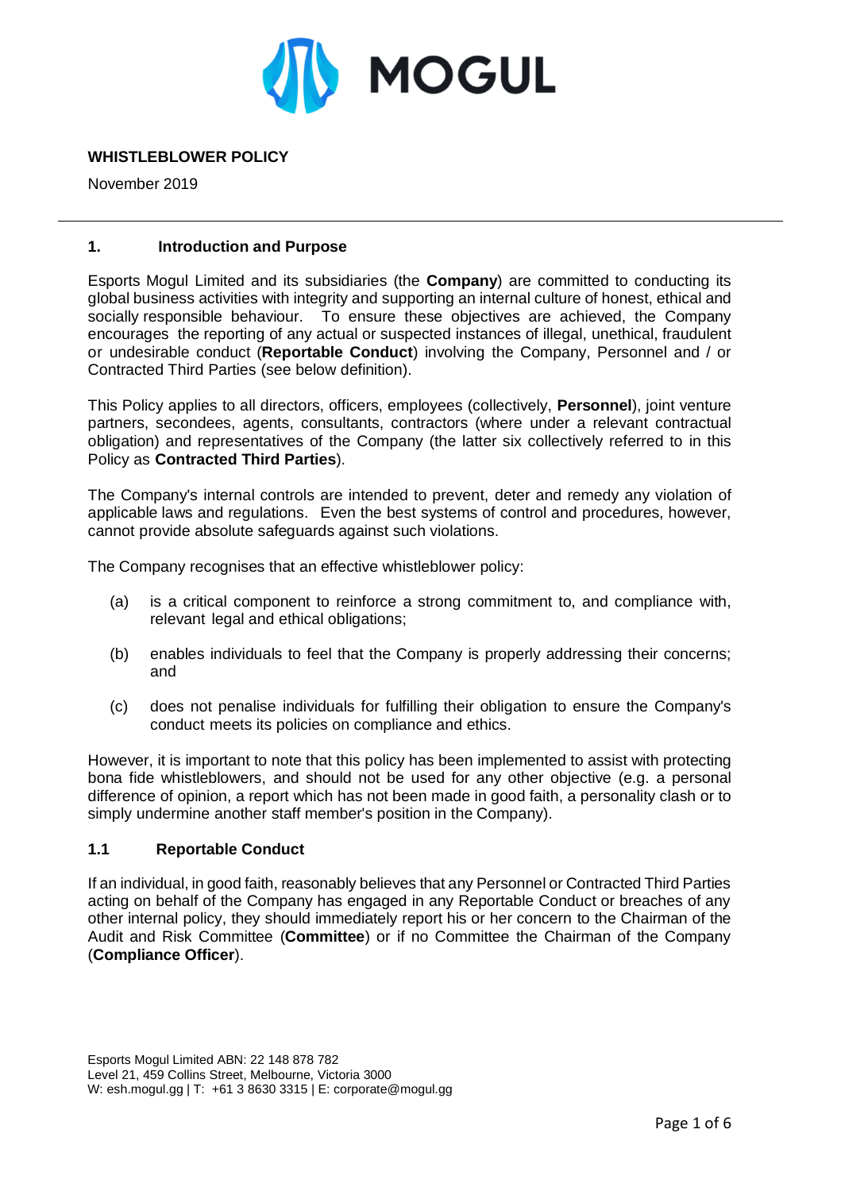# WHISTLEBLOWER POLICY

November 2019

---

## 1. Introduction and Purpose

Esports Mogul Limited and its subsidiaries (the **Company**) are committed to conducting its global business activities with integrity and supporting an internal culture of honest, ethical and socially responsible behaviour. To ensure these objectives are achieved, the Company encourages the reporting of any actual or suspected instances of illegal, unethical, fraudulent or undesirable conduct (**Reportable Conduct**) involving the Company, Personnel and / or Contracted Third Parties (see below definition).

This Policy applies to all directors, officers, employees (collectively, **Personnel**), joint venture partners, secondees, agents, consultants, contractors (where under a relevant contractual obligation) and representatives of the Company (the latter six collectively referred to in this Policy as **Contracted Third Parties**).

The Company's internal controls are intended to prevent, deter and remedy any violation of applicable laws and regulations. Even the best systems of control and procedures, however, cannot provide absolute safeguards against such violations.

The Company recognises that an effective whistleblower policy:

(a) is a critical component to reinforce a strong commitment to, and compliance with, relevant legal and ethical obligations;

(b) enables individuals to feel that the Company is properly addressing their concerns; and

(c) does not penalise individuals for fulfilling their obligation to ensure the Company's conduct meets its policies on compliance and ethics.

However, it is important to note that this policy has been implemented to assist with protecting bona fide whistleblowers, and should not be used for any other objective (e.g. a personal difference of opinion, a report which has not been made in good faith, a personality clash or to simply undermine another staff member's position in the Company).

### 1.1 Reportable Conduct

If an individual, in good faith, reasonably believes that any Personnel or Contracted Third Parties acting on behalf of the Company has engaged in any Reportable Conduct or breaches of any other internal policy, they should immediately report his or her concern to the Chairman of the Audit and Risk Committee (**Committee**) or if no Committee the Chairman of the Company (**Compliance Officer**).

Esports Mogul Limited ABN: 22 148 878 782
Level 21, 459 Collins Street, Melbourne, Victoria 3000
W: esh.mogul.gg | T: +61 3 8630 3315 | E: corporate@mogul.gg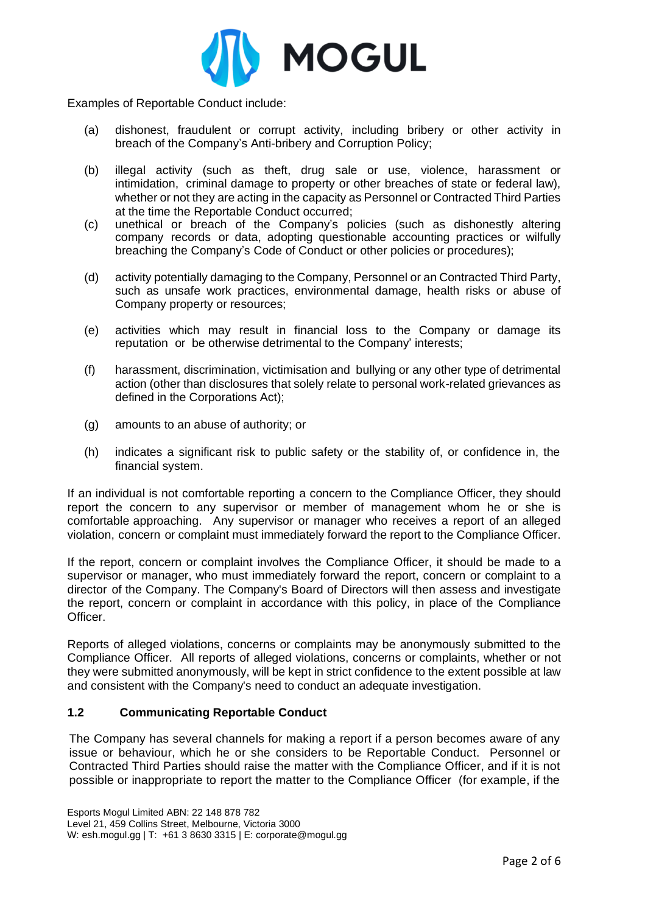Examples of Reportable Conduct include:

(a) dishonest, fraudulent or corrupt activity, including bribery or other activity in breach of the Company's Anti-bribery and Corruption Policy;

(b) illegal activity (such as theft, drug sale or use, violence, harassment or intimidation, criminal damage to property or other breaches of state or federal law), whether or not they are acting in the capacity as Personnel or Contracted Third Parties at the time the Reportable Conduct occurred;

(c) unethical or breach of the Company's policies (such as dishonestly altering company records or data, adopting questionable accounting practices or wilfully breaching the Company's Code of Conduct or other policies or procedures);

(d) activity potentially damaging to the Company, Personnel or an Contracted Third Party, such as unsafe work practices, environmental damage, health risks or abuse of Company property or resources;

(e) activities which may result in financial loss to the Company or damage its reputation or be otherwise detrimental to the Company' interests;

(f) harassment, discrimination, victimisation and bullying or any other type of detrimental action (other than disclosures that solely relate to personal work-related grievances as defined in the Corporations Act);

(g) amounts to an abuse of authority; or

(h) indicates a significant risk to public safety or the stability of, or confidence in, the financial system.

If an individual is not comfortable reporting a concern to the Compliance Officer, they should report the concern to any supervisor or member of management whom he or she is comfortable approaching. Any supervisor or manager who receives a report of an alleged violation, concern or complaint must immediately forward the report to the Compliance Officer.

If the report, concern or complaint involves the Compliance Officer, it should be made to a supervisor or manager, who must immediately forward the report, concern or complaint to a director of the Company. The Company's Board of Directors will then assess and investigate the report, concern or complaint in accordance with this policy, in place of the Compliance Officer.

Reports of alleged violations, concerns or complaints may be anonymously submitted to the Compliance Officer. All reports of alleged violations, concerns or complaints, whether or not they were submitted anonymously, will be kept in strict confidence to the extent possible at law and consistent with the Company's need to conduct an adequate investigation.

### 1.2 Communicating Reportable Conduct

The Company has several channels for making a report if a person becomes aware of any issue or behaviour, which he or she considers to be Reportable Conduct. Personnel or Contracted Third Parties should raise the matter with the Compliance Officer, and if it is not possible or inappropriate to report the matter to the Compliance Officer (for example, if the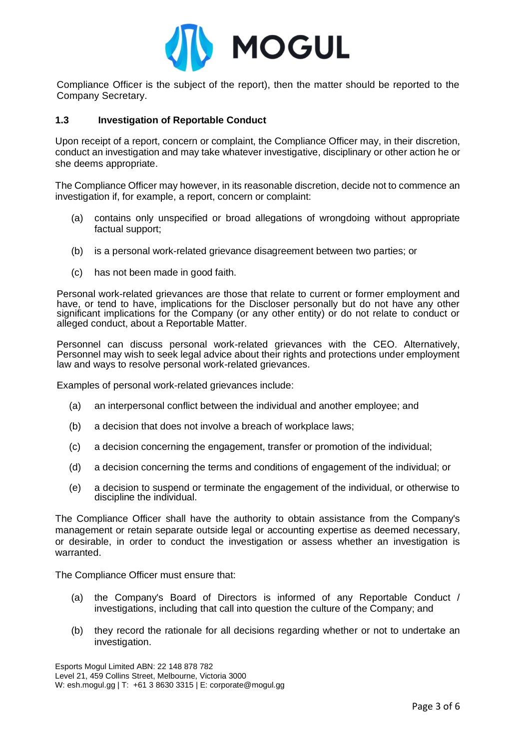Compliance Officer is the subject of the report), then the matter should be reported to the Company Secretary.

### 1.3 Investigation of Reportable Conduct

Upon receipt of a report, concern or complaint, the Compliance Officer may, in their discretion, conduct an investigation and may take whatever investigative, disciplinary or other action he or she deems appropriate.

The Compliance Officer may however, in its reasonable discretion, decide not to commence an investigation if, for example, a report, concern or complaint:

(a) contains only unspecified or broad allegations of wrongdoing without appropriate factual support;

(b) is a personal work-related grievance disagreement between two parties; or

(c) has not been made in good faith.

Personal work-related grievances are those that relate to current or former employment and have, or tend to have, implications for the Discloser personally but do not have any other significant implications for the Company (or any other entity) or do not relate to conduct or alleged conduct, about a Reportable Matter.

Personnel can discuss personal work-related grievances with the CEO. Alternatively, Personnel may wish to seek legal advice about their rights and protections under employment law and ways to resolve personal work-related grievances.

Examples of personal work-related grievances include:

(a) an interpersonal conflict between the individual and another employee; and

(b) a decision that does not involve a breach of workplace laws;

(c) a decision concerning the engagement, transfer or promotion of the individual;

(d) a decision concerning the terms and conditions of engagement of the individual; or

(e) a decision to suspend or terminate the engagement of the individual, or otherwise to discipline the individual.

The Compliance Officer shall have the authority to obtain assistance from the Company's management or retain separate outside legal or accounting expertise as deemed necessary, or desirable, in order to conduct the investigation or assess whether an investigation is warranted.

The Compliance Officer must ensure that:

(a) the Company's Board of Directors is informed of any Reportable Conduct / investigations, including that call into question the culture of the Company; and

(b) they record the rationale for all decisions regarding whether or not to undertake an investigation.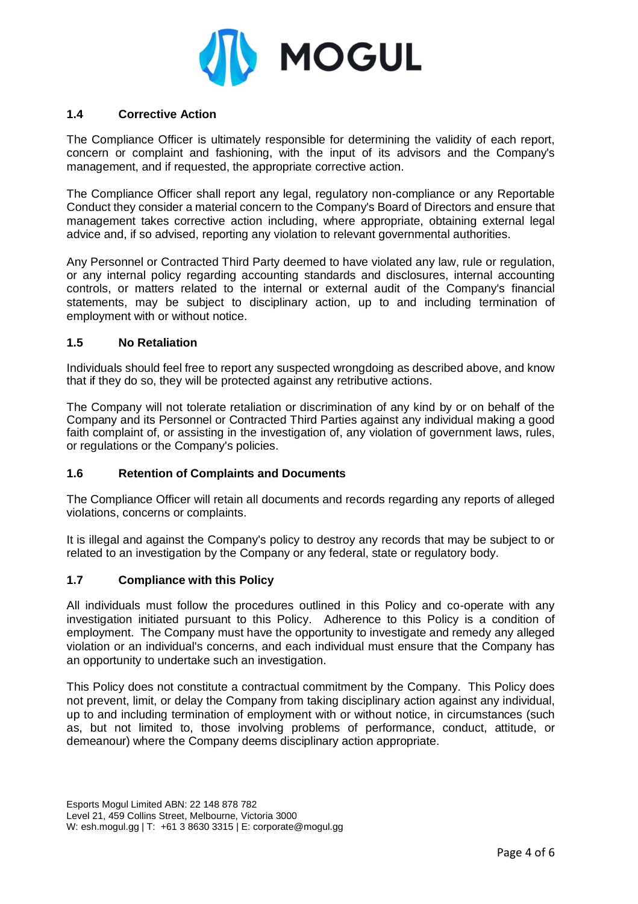### 1.4 Corrective Action

The Compliance Officer is ultimately responsible for determining the validity of each report, concern or complaint and fashioning, with the input of its advisors and the Company's management, and if requested, the appropriate corrective action.

The Compliance Officer shall report any legal, regulatory non-compliance or any Reportable Conduct they consider a material concern to the Company's Board of Directors and ensure that management takes corrective action including, where appropriate, obtaining external legal advice and, if so advised, reporting any violation to relevant governmental authorities.

Any Personnel or Contracted Third Party deemed to have violated any law, rule or regulation, or any internal policy regarding accounting standards and disclosures, internal accounting controls, or matters related to the internal or external audit of the Company's financial statements, may be subject to disciplinary action, up to and including termination of employment with or without notice.

### 1.5 No Retaliation

Individuals should feel free to report any suspected wrongdoing as described above, and know that if they do so, they will be protected against any retributive actions.

The Company will not tolerate retaliation or discrimination of any kind by or on behalf of the Company and its Personnel or Contracted Third Parties against any individual making a good faith complaint of, or assisting in the investigation of, any violation of government laws, rules, or regulations or the Company's policies.

### 1.6 Retention of Complaints and Documents

The Compliance Officer will retain all documents and records regarding any reports of alleged violations, concerns or complaints.

It is illegal and against the Company's policy to destroy any records that may be subject to or related to an investigation by the Company or any federal, state or regulatory body.

### 1.7 Compliance with this Policy

All individuals must follow the procedures outlined in this Policy and co-operate with any investigation initiated pursuant to this Policy. Adherence to this Policy is a condition of employment. The Company must have the opportunity to investigate and remedy any alleged violation or an individual's concerns, and each individual must ensure that the Company has an opportunity to undertake such an investigation.

This Policy does not constitute a contractual commitment by the Company. This Policy does not prevent, limit, or delay the Company from taking disciplinary action against any individual, up to and including termination of employment with or without notice, in circumstances (such as, but not limited to, those involving problems of performance, conduct, attitude, or demeanour) where the Company deems disciplinary action appropriate.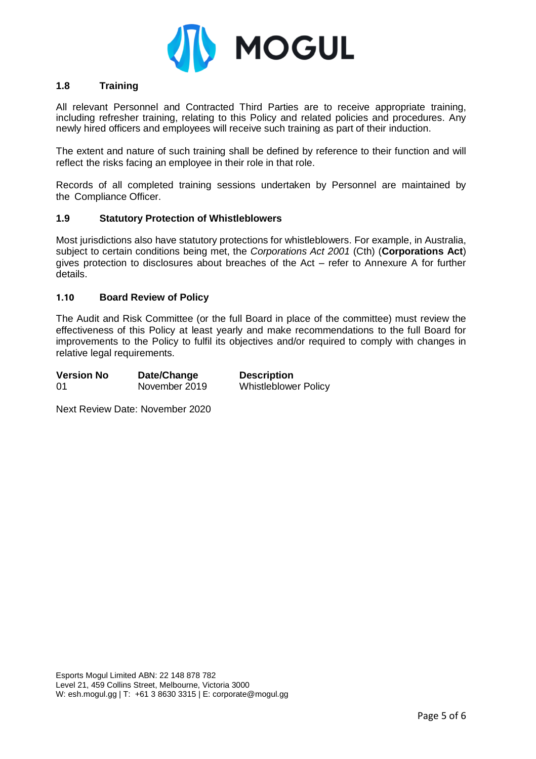### 1.8 Training

All relevant Personnel and Contracted Third Parties are to receive appropriate training, including refresher training, relating to this Policy and related policies and procedures. Any newly hired officers and employees will receive such training as part of their induction.

The extent and nature of such training shall be defined by reference to their function and will reflect the risks facing an employee in their role in that role.

Records of all completed training sessions undertaken by Personnel are maintained by the Compliance Officer.

### 1.9 Statutory Protection of Whistleblowers

Most jurisdictions also have statutory protections for whistleblowers. For example, in Australia, subject to certain conditions being met, the *Corporations Act 2001* (Cth) (**Corporations Act**) gives protection to disclosures about breaches of the Act – refer to Annexure A for further details.

### 1.10 Board Review of Policy

The Audit and Risk Committee (or the full Board in place of the committee) must review the effectiveness of this Policy at least yearly and make recommendations to the full Board for improvements to the Policy to fulfil its objectives and/or required to comply with changes in relative legal requirements.

| **Version No** | **Date/Change** | **Description** |
|---|---|---|
| 01 | November 2019 | Whistleblower Policy |

Next Review Date: November 2020

Esports Mogul Limited ABN: 22 148 878 782
Level 21, 459 Collins Street, Melbourne, Victoria 3000
W: esh.mogul.gg | T: +61 3 8630 3315 | E: corporate@mogul.gg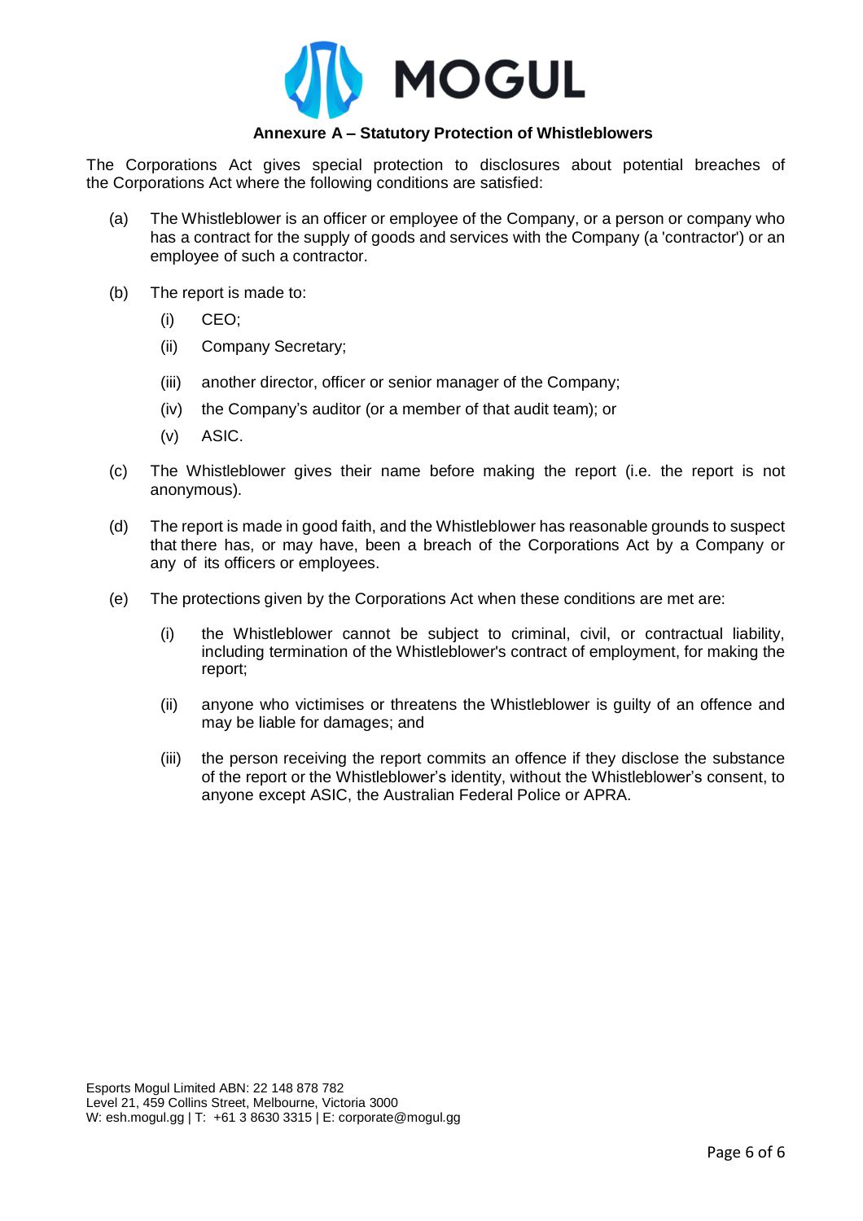MOGUL

## Annexure A – Statutory Protection of Whistleblowers

The Corporations Act gives special protection to disclosures about potential breaches of the Corporations Act where the following conditions are satisfied:

(a) The Whistleblower is an officer or employee of the Company, or a person or company who has a contract for the supply of goods and services with the Company (a 'contractor') or an employee of such a contractor.

(b) The report is made to:

  (i) CEO;

  (ii) Company Secretary;

  (iii) another director, officer or senior manager of the Company;

  (iv) the Company's auditor (or a member of that audit team); or

  (v) ASIC.

(c) The Whistleblower gives their name before making the report (i.e. the report is not anonymous).

(d) The report is made in good faith, and the Whistleblower has reasonable grounds to suspect that there has, or may have, been a breach of the Corporations Act by a Company or any of its officers or employees.

(e) The protections given by the Corporations Act when these conditions are met are:

  (i) the Whistleblower cannot be subject to criminal, civil, or contractual liability, including termination of the Whistleblower's contract of employment, for making the report;

  (ii) anyone who victimises or threatens the Whistleblower is guilty of an offence and may be liable for damages; and

  (iii) the person receiving the report commits an offence if they disclose the substance of the report or the Whistleblower's identity, without the Whistleblower's consent, to anyone except ASIC, the Australian Federal Police or APRA.

Esports Mogul Limited ABN: 22 148 878 782
Level 21, 459 Collins Street, Melbourne, Victoria 3000
W: esh.mogul.gg | T: +61 3 8630 3315 | E: corporate@mogul.gg